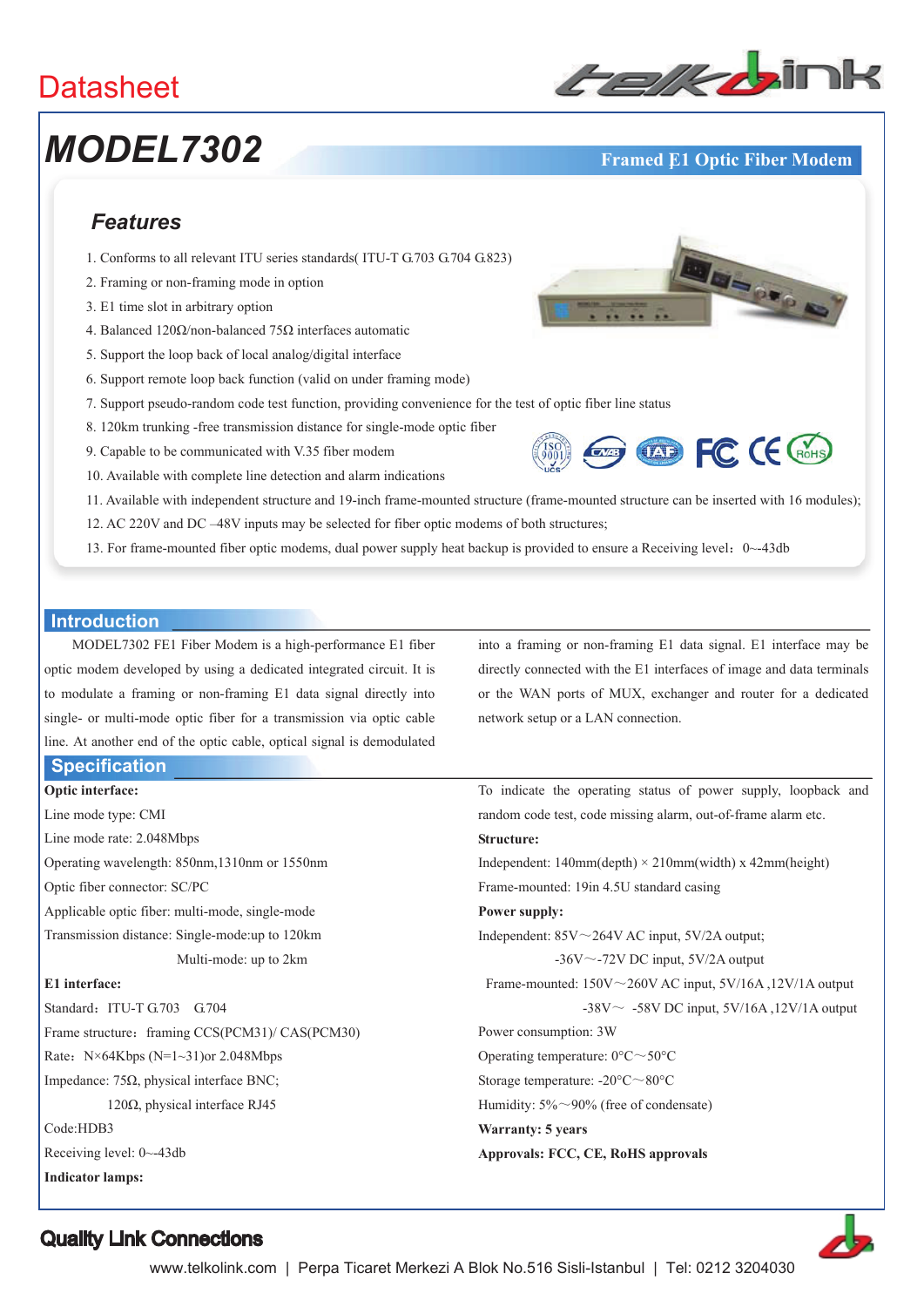Datasheet

# MODEL7302

**Framed E1 Optic Fiber Modem**

## Features

1. Conforms to all relevant ITU series standards( ITU-T G.703 G.704 G.823)
2. Framing or non-framing mode in option
3. E1 time slot in arbitrary option
4. Balanced 120Ω/non-balanced 75Ω interfaces automatic
5. Support the loop back of local analog/digital interface
6. Support remote loop back function (valid on under framing mode)
7. Support pseudo-random code test function, providing convenience for the test of optic fiber line status
8. 120km trunking -free transmission distance for single-mode optic fiber
9. Capable to be communicated with V.35 fiber modem
10. Available with complete line detection and alarm indications
11. Available with independent structure and 19-inch frame-mounted structure (frame-mounted structure can be inserted with 16 modules);
12. AC 220V and DC –48V inputs may be selected for fiber optic modems of both structures;
13. For frame-mounted fiber optic modems, dual power supply heat backup is provided to ensure a Receiving level：0~-43db

## Introduction

MODEL7302 FE1 Fiber Modem is a high-performance E1 fiber optic modem developed by using a dedicated integrated circuit. It is to modulate a framing or non-framing E1 data signal directly into single- or multi-mode optic fiber for a transmission via optic cable line. At another end of the optic cable, optical signal is demodulated into a framing or non-framing E1 data signal. E1 interface may be directly connected with the E1 interfaces of image and data terminals or the WAN ports of MUX, exchanger and router for a dedicated network setup or a LAN connection.

## Specification

**Optic interface:**

Line mode type: CMI

Line mode rate: 2.048Mbps

Operating wavelength: 850nm,1310nm or 1550nm

Optic fiber connector: SC/PC

Applicable optic fiber: multi-mode, single-mode

Transmission distance: Single-mode:up to 120km

Multi-mode: up to 2km

**E1 interface:**

Standard：ITU-T G.703 G.704

Frame structure：framing CCS(PCM31)/ CAS(PCM30)

Rate：N×64Kbps (N=1~31)or 2.048Mbps

Impedance: 75Ω, physical interface BNC;

120Ω, physical interface RJ45

Code:HDB3

Receiving level: 0~-43db

**Indicator lamps:**

To indicate the operating status of power supply, loopback and random code test, code missing alarm, out-of-frame alarm etc.

**Structure:**

Independent: 140mm(depth) × 210mm(width) x 42mm(height)

Frame-mounted: 19in 4.5U standard casing

**Power supply:**

Independent: 85V～264V AC input, 5V/2A output;

-36V～-72V DC input, 5V/2A output

Frame-mounted: 150V～260V AC input, 5V/16A ,12V/1A output

-38V～ -58V DC input, 5V/16A ,12V/1A output

Power consumption: 3W

Operating temperature: 0°C～50°C

Storage temperature: -20°C～80°C

Humidity: 5%～90% (free of condensate)

**Warranty: 5 years**

**Approvals: FCC, CE, RoHS approvals**

**Quality Link Connections**

www.telkolink.com | Perpa Ticaret Merkezi A Blok No.516 Sisli-Istanbul | Tel: 0212 3204030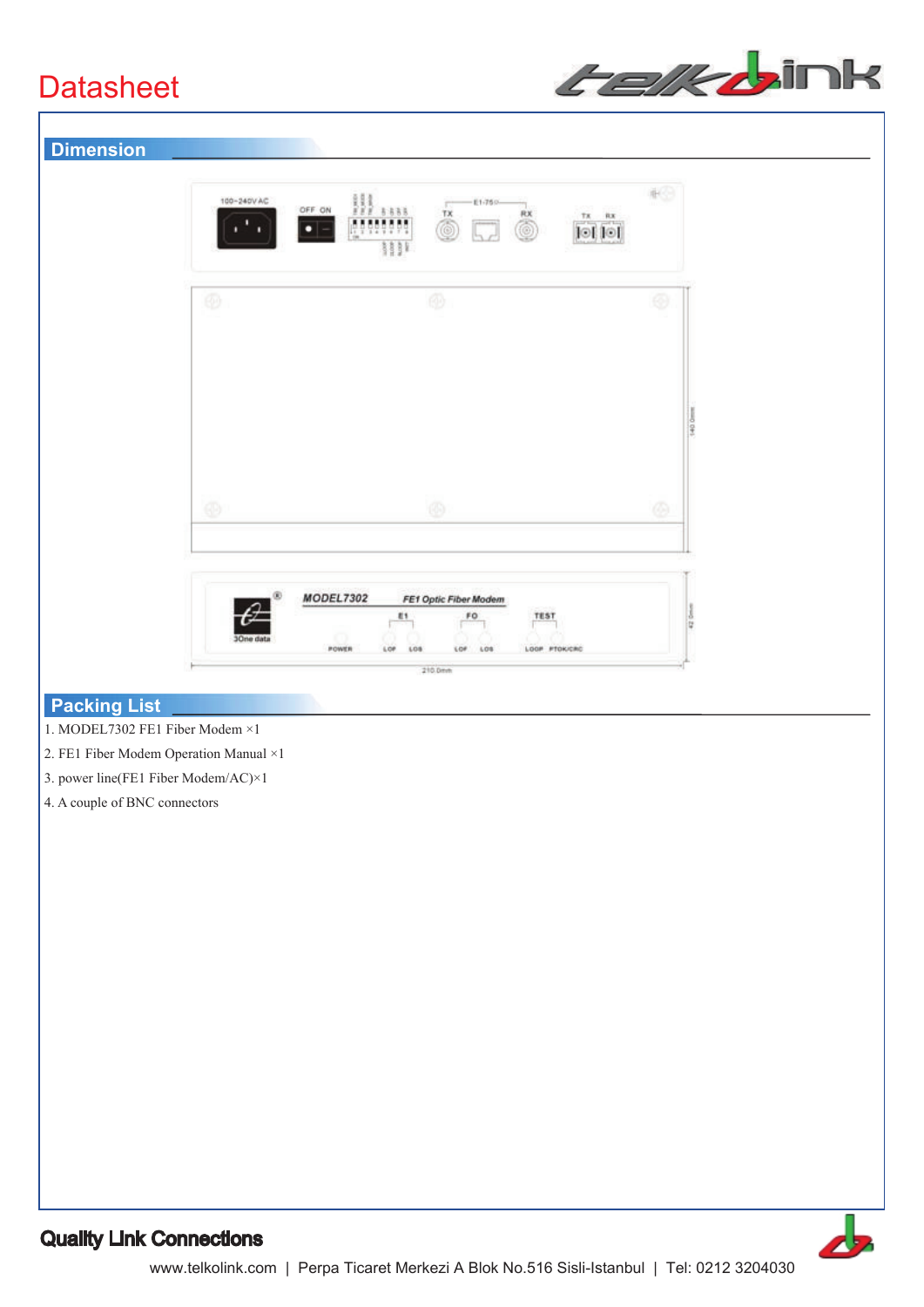# Datasheet

## Dimension

100~240VAC

OFF ON

E1-75Ω

TX RX

TX RX

MODEL7302 FE1 Optic Fiber Modem

E1 FO TEST

POWER LOF LOS LOF LOS LOOP PTOK/CRC

140.0mm

42.0mm

210.0mm

## Packing List

1. MODEL7302 FE1 Fiber Modem ×1
2. FE1 Fiber Modem Operation Manual ×1
3. power line(FE1 Fiber Modem/AC)×1
4. A couple of BNC connectors

**Quality Link Connections**

www.telkolink.com | Perpa Ticaret Merkezi A Blok No.516 Sisli-Istanbul | Tel: 0212 3204030